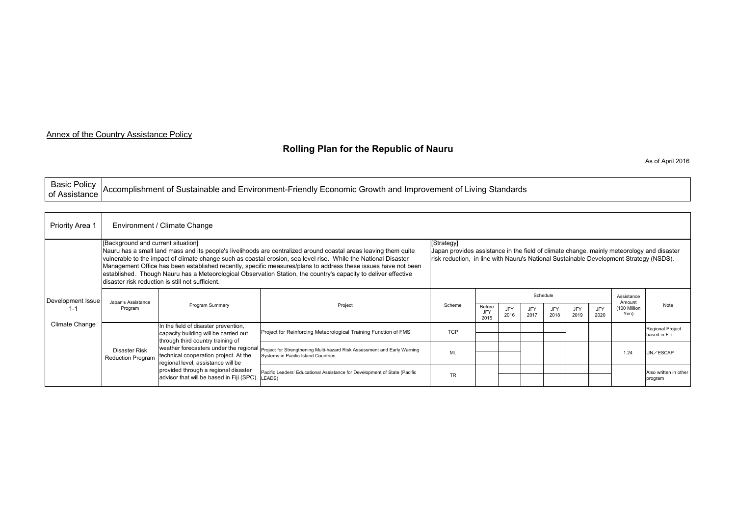Annex of the Country Assistance Policy

# Rolling Plan for the Republic of Nauru

As of April 2016

| Basic Policy of Assistance | Accomplishment of Sustainable and Environment-Friendly Economic Growth and Improvement of Living Standards |
|---|---|

| Priority Area 1 | Environment / Climate Change | | | | | | | | | | | | |
|---|---|---|---|---|---|---|---|---|---|---|---|---|---|
| | [Background and current situation] Nauru has a small land mass and its people's livelihoods are centralized around coastal areas leaving them quite vulnerable to the impact of climate change such as coastal erosion, sea level rise. While the National Disaster Management Office has been established recently, specific measures/plans to address these issues have not been established. Though Nauru has a Meteorological Observation Station, the country's capacity to deliver effective disaster risk reduction is still not sufficient. | | | [Strategy] Japan provides assistance in the field of climate change, mainly meteorology and disaster risk reduction, in line with Nauru's National Sustainable Development Strategy (NSDS). | | | | | | | | | |
| Development Issue 1-1 Climate Change | Japan's Assistance Program | Program Summary | Project | Scheme | Schedule | | | | | | | Assistance Amount (100 Million Yen) | Note |
| | | | | | Before JFY 2015 | JFY 2016 | JFY 2017 | JFY 2018 | JFY 2019 | JFY 2020 | | | |
| | Disaster Risk Reduction Program | In the field of disaster prevention, capacity building will be carried out through third country training of weather forecasters under the regional technical cooperation project. At the regional level, assistance will be provided through a regional disaster advisor that will be based in Fiji (SPC). | Project for Reinforcing Meteorological Training Function of FMS | TCP | | | | | | | | | Regional Project based in Fiji |
| | | | Project for Strengthening Multi-hazard Risk Assessment and Early Warning Systems in Pacific Island Countries | ML | | | | | | | | 1.24 | UN／ESCAP |
| | | | Pacific Leaders' Educational Assistance for Development of State (Pacific LEADS) | TR | | | | | | | | | Also written in other program |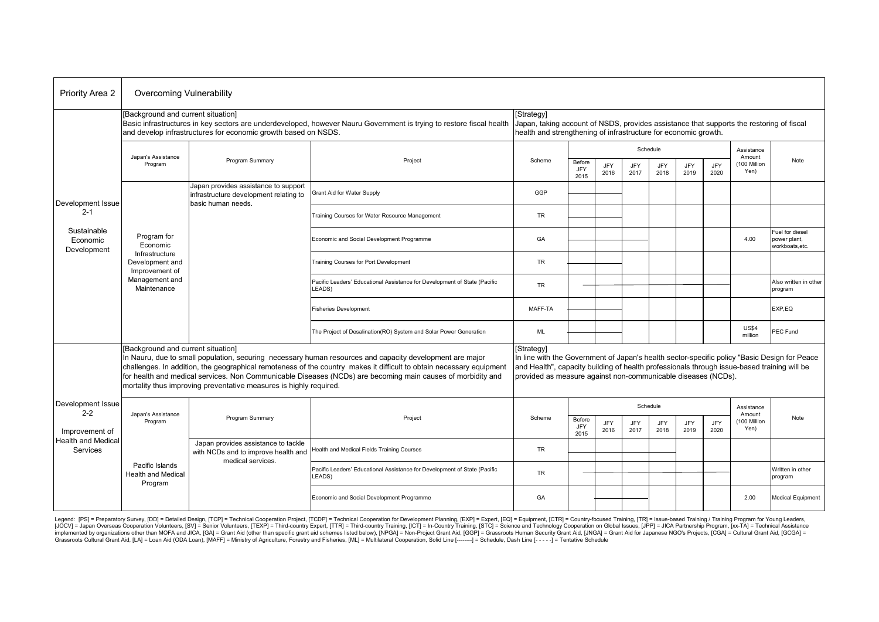| Priority Area 2 | Overcoming Vulnerability | | | | | | | | | | | |
|---|---|---|---|---|---|---|---|---|---|---|---|---|
| Development Issue 2-1<br><br>Sustainable Economic Development | [Background and current situation]<br>Basic infrastructures in key sectors are underdeveloped, however Nauru Government is trying to restore fiscal health and develop infrastructures for economic growth based on NSDS. | | | [Strategy]<br>Japan, taking account of NSDS, provides assistance that supports the restoring of fiscal health and strengthening of infrastructure for economic growth. | | | | | | | | |
| | Japan's Assistance Program | Program Summary | Project | Scheme | Schedule: Before JFY 2015 | JFY 2016 | JFY 2017 | JFY 2018 | JFY 2019 | JFY 2020 | Assistance Amount (100 Million Yen) | Note |
| | Program for Economic Infrastructure Development and Improvement of Management and Maintenance | Japan provides assistance to support infrastructure development relating to basic human needs. | Grant Aid for Water Supply | GGP | | | | | | | | |
| | | | Training Courses for Water Resource Management | TR | | | | | | | | |
| | | | Economic and Social Development Programme | GA | | | | | | | 4.00 | Fuel for diesel power plant, workboats,etc. |
| | | | Training Courses for Port Development | TR | | | | | | | | |
| | | | Pacific Leaders' Educational Assistance for Development of State (Pacific LEADS) | TR | | | | | | | | Also written in other program |
| | | | Fisheries Development | MAFF-TA | | | | | | | | EXP,EQ |
| | | | The Project of Desalination(RO) System and Solar Power Generation | ML | | | | | | | US$4 million | PEC Fund |
| Development Issue 2-2<br><br>Improvement of Health and Medical Services | [Background and current situation]<br>In Nauru, due to small population, securing necessary human resources and capacity development are major challenges. In addition, the geographical remoteness of the country makes it difficult to obtain necessary equipment for health and medical services. Non Communicable Diseases (NCDs) are becoming main causes of morbidity and mortality thus improving preventative measures is highly required. | | | [Strategy]<br>In line with the Government of Japan's health sector-specific policy "Basic Design for Peace and Health", capacity building of health professionals through issue-based training will be provided as measure against non-communicable diseases (NCDs). | | | | | | | | |
| | Japan's Assistance Program | Program Summary | Project | Scheme | Schedule: Before JFY 2015 | JFY 2016 | JFY 2017 | JFY 2018 | JFY 2019 | JFY 2020 | Assistance Amount (100 Million Yen) | Note |
| | Pacific Islands Health and Medical Program | Japan provides assistance to tackle with NCDs and to improve health and medical services. | Health and Medical Fields Training Courses | TR | | | | | | | | |
| | | | Pacific Leaders' Educational Assistance for Development of State (Pacific LEADS) | TR | | | | | | | | Written in other program |
| | | | Economic and Social Development Programme | GA | | | | | | | 2.00 | Medical Equipment |

Legend: [PS] = Preparatory Survey, [DD] = Detailed Design, [TCP] = Technical Cooperation Project, [TCDP] = Technical Cooperation for Development Planning, [EXP] = Expert, [EQ] = Equipment, [CTR] = Country-focused Training, [TR] = Issue-based Training / Training Program for Young Leaders, [JOCV] = Japan Overseas Cooperation Volunteers, [SV] = Senior Volunteers, [TEXP] = Third-country Expert, [TTR] = Third-country Training, [ICT] = In-Country Training, [STC] = Science and Technology Cooperation on Global Issues, [JPP] = JICA Partnership Program, [xx-TA] = Technical Assistance implemented by organizations other than MOFA and JICA, [GA] = Grant Aid (other than specific grant aid schemes listed below), [NPGA] = Non-Project Grant Aid, [GGP] = Grassroots Human Security Grant Aid, [JNGA] = Grant Aid for Japanese NGO's Projects, [CGA] = Cultural Grant Aid, [GCGA] = Grassroots Cultural Grant Aid, [LA] = Loan Aid (ODA Loan), [MAFF] = Ministry of Agriculture, Forestry and Fisheries, [ML] = Multilateral Cooperation, Solid Line [--------] = Schedule, Dash Line [- - - - -] = Tentative Schedule